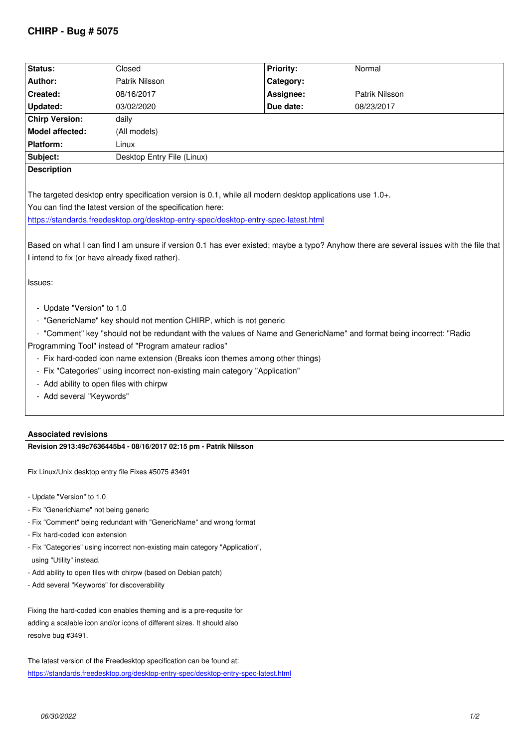# CHIRP - Bug # 5075

| Status: | Closed | Priority: | Normal |
|---|---|---|---|
| Author: | Patrik Nilsson | Category: | |
| Created: | 08/16/2017 | Assignee: | Patrik Nilsson |
| Updated: | 03/02/2020 | Due date: | 08/23/2017 |
| Chirp Version: | daily | | |
| Model affected: | (All models) | | |
| Platform: | Linux | | |
| Subject: | Desktop Entry File (Linux) | | |

**Description**

The targeted desktop entry specification version is 0.1, while all modern desktop applications use 1.0+.
You can find the latest version of the specification here:
https://standards.freedesktop.org/desktop-entry-spec/desktop-entry-spec-latest.html

Based on what I can find I am unsure if version 0.1 has ever existed; maybe a typo? Anyhow there are several issues with the file that I intend to fix (or have already fixed rather).

Issues:

- Update "Version" to 1.0
- "GenericName" key should not mention CHIRP, which is not generic
- "Comment" key "should not be redundant with the values of Name and GenericName" and format being incorrect: "Radio Programming Tool" instead of "Program amateur radios"
- Fix hard-coded icon name extension (Breaks icon themes among other things)
- Fix "Categories" using incorrect non-existing main category "Application"
- Add ability to open files with chirpw
- Add several "Keywords"

## Associated revisions

**Revision 2913:49c7636445b4 - 08/16/2017 02:15 pm - Patrik Nilsson**

Fix Linux/Unix desktop entry file Fixes #5075 #3491

- Update "Version" to 1.0
- Fix "GenericName" not being generic
- Fix "Comment" being redundant with "GenericName" and wrong format
- Fix hard-coded icon extension
- Fix "Categories" using incorrect non-existing main category "Application", using "Utility" instead.
- Add ability to open files with chirpw (based on Debian patch)
- Add several "Keywords" for discoverability

Fixing the hard-coded icon enables theming and is a pre-requsite for adding a scalable icon and/or icons of different sizes. It should also resolve bug #3491.

The latest version of the Freedesktop specification can be found at:
https://standards.freedesktop.org/desktop-entry-spec/desktop-entry-spec-latest.html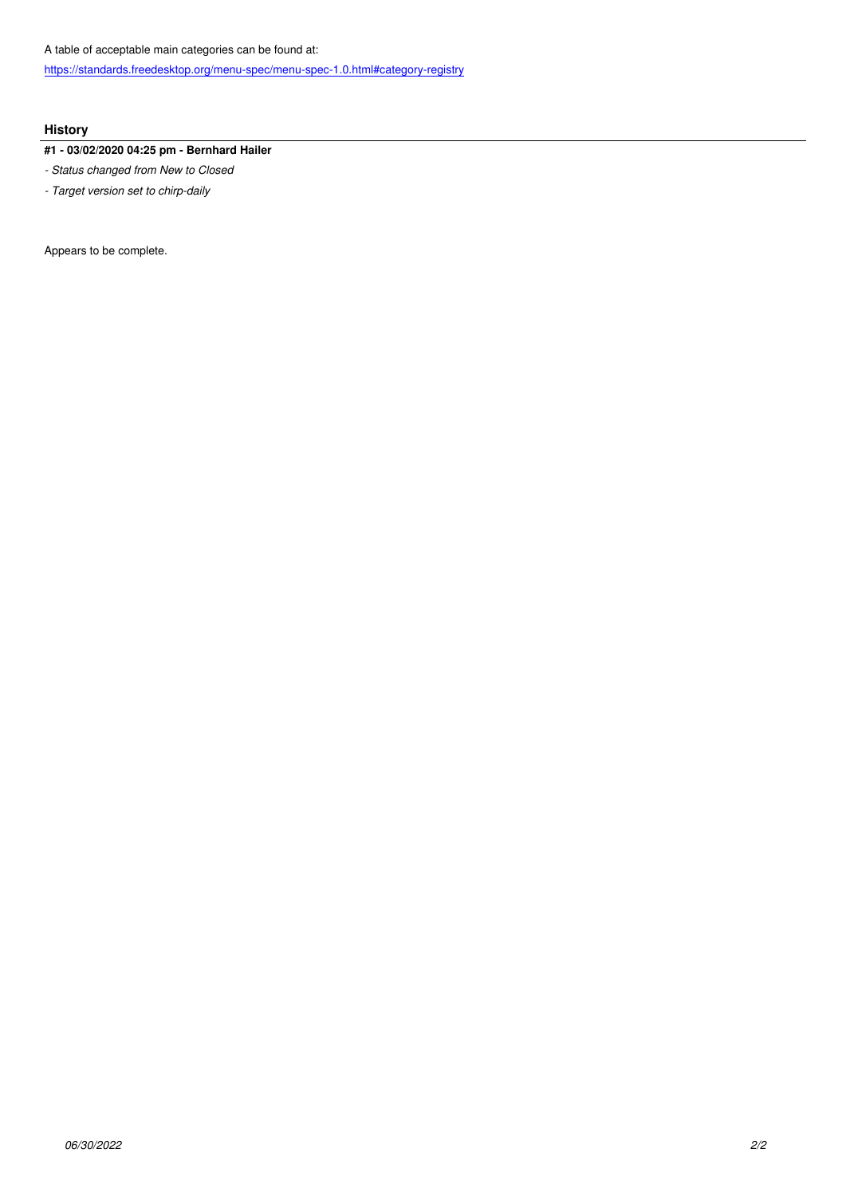A table of acceptable main categories can be found at:

https://standards.freedesktop.org/menu-spec/menu-spec-1.0.html#category-registry

## History

**#1 - 03/02/2020 04:25 pm - Bernhard Hailer**

- *Status changed from New to Closed*
- *Target version set to chirp-daily*

Appears to be complete.